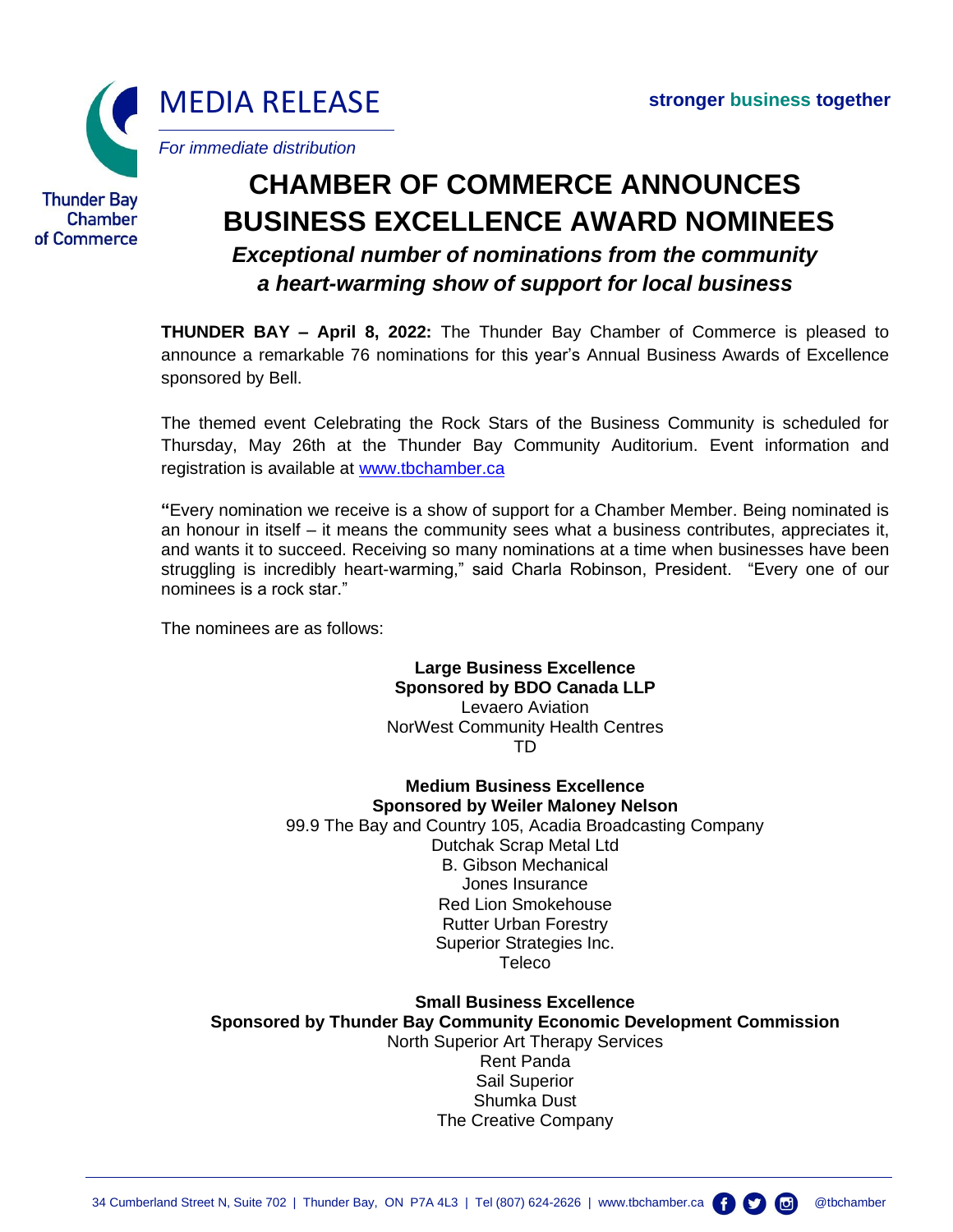# MEDIA RELEASE

*For immediate distribution*

Thunder Bay Chamber of Commerce

**stronger business together**

# CHAMBER OF COMMERCE ANNOUNCES BUSINESS EXCELLENCE AWARD NOMINEES

## *Exceptional number of nominations from the community a heart-warming show of support for local business*

**THUNDER BAY – April 8, 2022:** The Thunder Bay Chamber of Commerce is pleased to announce a remarkable 76 nominations for this year's Annual Business Awards of Excellence sponsored by Bell.

The themed event Celebrating the Rock Stars of the Business Community is scheduled for Thursday, May 26th at the Thunder Bay Community Auditorium. Event information and registration is available at www.tbchamber.ca

**"**Every nomination we receive is a show of support for a Chamber Member. Being nominated is an honour in itself – it means the community sees what a business contributes, appreciates it, and wants it to succeed. Receiving so many nominations at a time when businesses have been struggling is incredibly heart-warming," said Charla Robinson, President. "Every one of our nominees is a rock star."

The nominees are as follows:

**Large Business Excellence**
**Sponsored by BDO Canada LLP**
Levaero Aviation
NorWest Community Health Centres
TD

**Medium Business Excellence**
**Sponsored by Weiler Maloney Nelson**
99.9 The Bay and Country 105, Acadia Broadcasting Company
Dutchak Scrap Metal Ltd
B. Gibson Mechanical
Jones Insurance
Red Lion Smokehouse
Rutter Urban Forestry
Superior Strategies Inc.
Teleco

**Small Business Excellence**
**Sponsored by Thunder Bay Community Economic Development Commission**
North Superior Art Therapy Services
Rent Panda
Sail Superior
Shumka Dust
The Creative Company

34 Cumberland Street N, Suite 702 | Thunder Bay, ON P7A 4L3 | Tel (807) 624-2626 | www.tbchamber.ca @tbchamber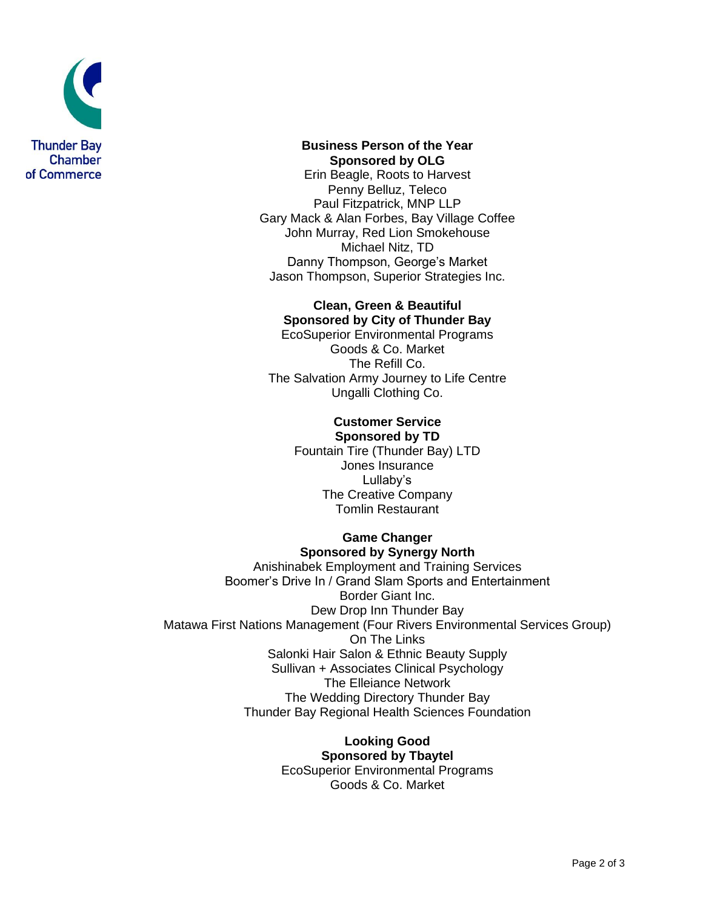Thunder Bay Chamber of Commerce

**Business Person of the Year**
**Sponsored by OLG**

Erin Beagle, Roots to Harvest
Penny Belluz, Teleco
Paul Fitzpatrick, MNP LLP
Gary Mack & Alan Forbes, Bay Village Coffee
John Murray, Red Lion Smokehouse
Michael Nitz, TD
Danny Thompson, George's Market
Jason Thompson, Superior Strategies Inc.

**Clean, Green & Beautiful**
**Sponsored by City of Thunder Bay**

EcoSuperior Environmental Programs
Goods & Co. Market
The Refill Co.
The Salvation Army Journey to Life Centre
Ungalli Clothing Co.

**Customer Service**
**Sponsored by TD**

Fountain Tire (Thunder Bay) LTD
Jones Insurance
Lullaby's
The Creative Company
Tomlin Restaurant

**Game Changer**
**Sponsored by Synergy North**

Anishinabek Employment and Training Services
Boomer's Drive In / Grand Slam Sports and Entertainment
Border Giant Inc.
Dew Drop Inn Thunder Bay
Matawa First Nations Management (Four Rivers Environmental Services Group)
On The Links
Salonki Hair Salon & Ethnic Beauty Supply
Sullivan + Associates Clinical Psychology
The Elleiance Network
The Wedding Directory Thunder Bay
Thunder Bay Regional Health Sciences Foundation

**Looking Good**
**Sponsored by Tbaytel**

EcoSuperior Environmental Programs
Goods & Co. Market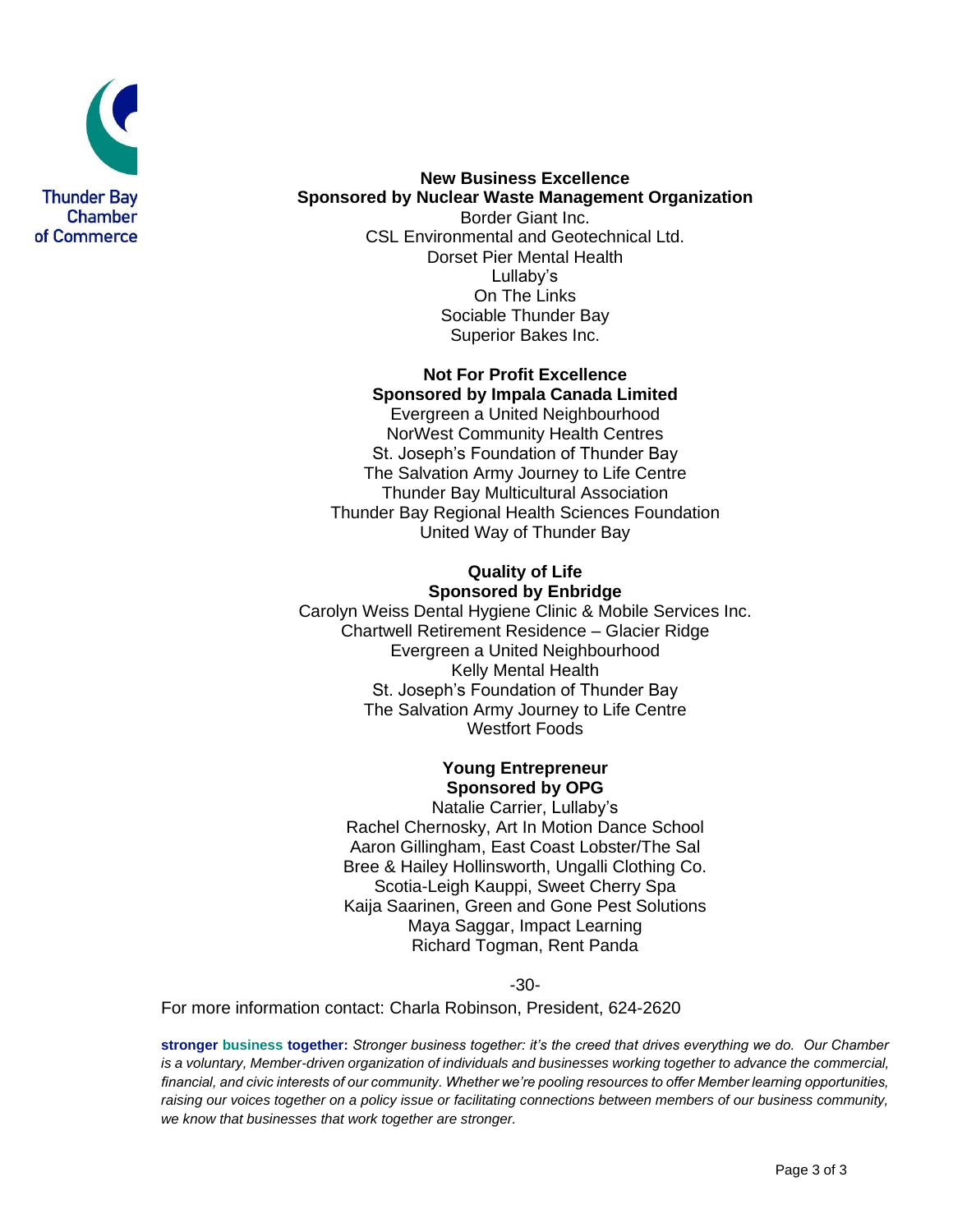**New Business Excellence**
**Sponsored by Nuclear Waste Management Organization**

Border Giant Inc.
CSL Environmental and Geotechnical Ltd.
Dorset Pier Mental Health
Lullaby's
On The Links
Sociable Thunder Bay
Superior Bakes Inc.

**Not For Profit Excellence**
**Sponsored by Impala Canada Limited**

Evergreen a United Neighbourhood
NorWest Community Health Centres
St. Joseph's Foundation of Thunder Bay
The Salvation Army Journey to Life Centre
Thunder Bay Multicultural Association
Thunder Bay Regional Health Sciences Foundation
United Way of Thunder Bay

**Quality of Life**
**Sponsored by Enbridge**

Carolyn Weiss Dental Hygiene Clinic & Mobile Services Inc.
Chartwell Retirement Residence – Glacier Ridge
Evergreen a United Neighbourhood
Kelly Mental Health
St. Joseph's Foundation of Thunder Bay
The Salvation Army Journey to Life Centre
Westfort Foods

**Young Entrepreneur**
**Sponsored by OPG**

Natalie Carrier, Lullaby's
Rachel Chernosky, Art In Motion Dance School
Aaron Gillingham, East Coast Lobster/The Sal
Bree & Hailey Hollinsworth, Ungalli Clothing Co.
Scotia-Leigh Kauppi, Sweet Cherry Spa
Kaija Saarinen, Green and Gone Pest Solutions
Maya Saggar, Impact Learning
Richard Togman, Rent Panda

-30-

For more information contact: Charla Robinson, President, 624-2620

**stronger business together:** *Stronger business together: it's the creed that drives everything we do. Our Chamber is a voluntary, Member-driven organization of individuals and businesses working together to advance the commercial, financial, and civic interests of our community. Whether we're pooling resources to offer Member learning opportunities, raising our voices together on a policy issue or facilitating connections between members of our business community, we know that businesses that work together are stronger.*